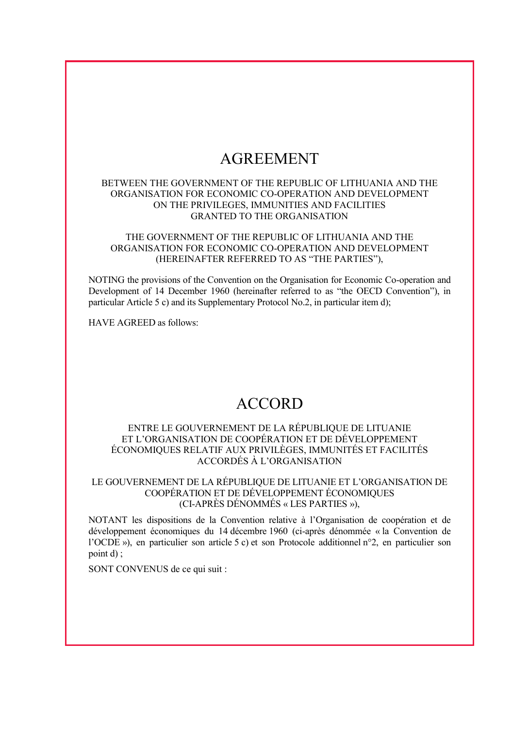# AGREEMENT

BETWEEN THE GOVERNMENT OF THE REPUBLIC OF LITHUANIA AND THE ORGANISATION FOR ECONOMIC CO-OPERATION AND DEVELOPMENT ON THE PRIVILEGES, IMMUNITIES AND FACILITIES GRANTED TO THE ORGANISATION

THE GOVERNMENT OF THE REPUBLIC OF LITHUANIA AND THE ORGANISATION FOR ECONOMIC CO-OPERATION AND DEVELOPMENT (HEREINAFTER REFERRED TO AS "THE PARTIES"),

NOTING the provisions of the Convention on the Organisation for Economic Co-operation and Development of 14 December 1960 (hereinafter referred to as "the OECD Convention"), in particular Article 5 c) and its Supplementary Protocol No.2, in particular item d);

HAVE AGREED as follows:

# ACCORD

ENTRE LE GOUVERNEMENT DE LA RÉPUBLIQUE DE LITUANIE ET L'ORGANISATION DE COOPÉRATION ET DE DÉVELOPPEMENT ÉCONOMIQUES RELATIF AUX PRIVILÈGES, IMMUNITÉS ET FACILITÉS ACCORDÉS À L'ORGANISATION

LE GOUVERNEMENT DE LA RÉPUBLIQUE DE LITUANIE ET L'ORGANISATION DE COOPÉRATION ET DE DÉVELOPPEMENT ÉCONOMIQUES (CI-APRÈS DÉNOMMÉS « LES PARTIES »),

NOTANT les dispositions de la Convention relative à l'Organisation de coopération et de développement économiques du 14 décembre 1960 (ci-après dénommée « la Convention de l'OCDE »), en particulier son article 5 c) et son Protocole additionnel n°2, en particulier son point d) ;

SONT CONVENUS de ce qui suit :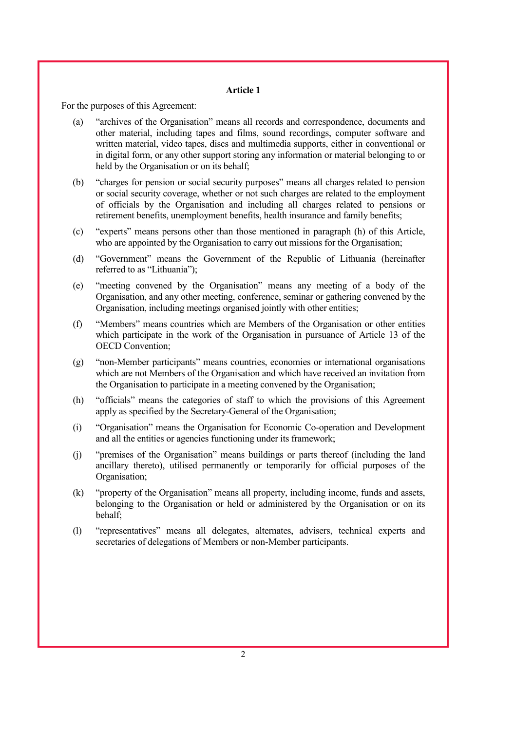## Article 1

For the purposes of this Agreement:

(a) "archives of the Organisation" means all records and correspondence, documents and other material, including tapes and films, sound recordings, computer software and written material, video tapes, discs and multimedia supports, either in conventional or in digital form, or any other support storing any information or material belonging to or held by the Organisation or on its behalf;

(b) "charges for pension or social security purposes" means all charges related to pension or social security coverage, whether or not such charges are related to the employment of officials by the Organisation and including all charges related to pensions or retirement benefits, unemployment benefits, health insurance and family benefits;

(c) "experts" means persons other than those mentioned in paragraph (h) of this Article, who are appointed by the Organisation to carry out missions for the Organisation;

(d) "Government" means the Government of the Republic of Lithuania (hereinafter referred to as "Lithuania");

(e) "meeting convened by the Organisation" means any meeting of a body of the Organisation, and any other meeting, conference, seminar or gathering convened by the Organisation, including meetings organised jointly with other entities;

(f) "Members" means countries which are Members of the Organisation or other entities which participate in the work of the Organisation in pursuance of Article 13 of the OECD Convention;

(g) "non-Member participants" means countries, economies or international organisations which are not Members of the Organisation and which have received an invitation from the Organisation to participate in a meeting convened by the Organisation;

(h) "officials" means the categories of staff to which the provisions of this Agreement apply as specified by the Secretary-General of the Organisation;

(i) "Organisation" means the Organisation for Economic Co-operation and Development and all the entities or agencies functioning under its framework;

(j) "premises of the Organisation" means buildings or parts thereof (including the land ancillary thereto), utilised permanently or temporarily for official purposes of the Organisation;

(k) "property of the Organisation" means all property, including income, funds and assets, belonging to the Organisation or held or administered by the Organisation or on its behalf;

(l) "representatives" means all delegates, alternates, advisers, technical experts and secretaries of delegations of Members or non-Member participants.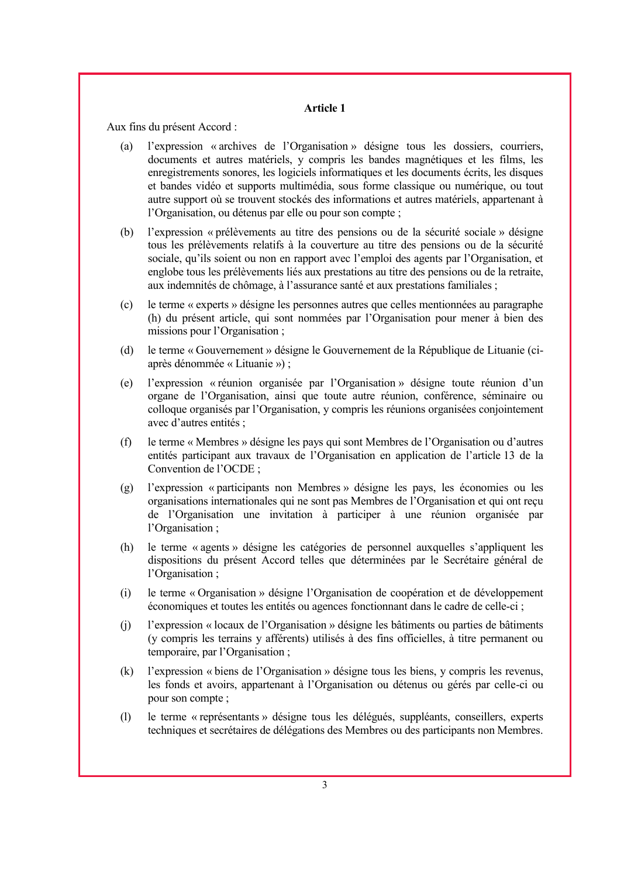### Article 1

Aux fins du présent Accord :

(a) l'expression « archives de l'Organisation » désigne tous les dossiers, courriers, documents et autres matériels, y compris les bandes magnétiques et les films, les enregistrements sonores, les logiciels informatiques et les documents écrits, les disques et bandes vidéo et supports multimédia, sous forme classique ou numérique, ou tout autre support où se trouvent stockés des informations et autres matériels, appartenant à l'Organisation, ou détenus par elle ou pour son compte ;

(b) l'expression « prélèvements au titre des pensions ou de la sécurité sociale » désigne tous les prélèvements relatifs à la couverture au titre des pensions ou de la sécurité sociale, qu'ils soient ou non en rapport avec l'emploi des agents par l'Organisation, et englobe tous les prélèvements liés aux prestations au titre des pensions ou de la retraite, aux indemnités de chômage, à l'assurance santé et aux prestations familiales ;

(c) le terme « experts » désigne les personnes autres que celles mentionnées au paragraphe (h) du présent article, qui sont nommées par l'Organisation pour mener à bien des missions pour l'Organisation ;

(d) le terme « Gouvernement » désigne le Gouvernement de la République de Lituanie (ci-après dénommée « Lituanie ») ;

(e) l'expression « réunion organisée par l'Organisation » désigne toute réunion d'un organe de l'Organisation, ainsi que toute autre réunion, conférence, séminaire ou colloque organisés par l'Organisation, y compris les réunions organisées conjointement avec d'autres entités ;

(f) le terme « Membres » désigne les pays qui sont Membres de l'Organisation ou d'autres entités participant aux travaux de l'Organisation en application de l'article 13 de la Convention de l'OCDE ;

(g) l'expression « participants non Membres » désigne les pays, les économies ou les organisations internationales qui ne sont pas Membres de l'Organisation et qui ont reçu de l'Organisation une invitation à participer à une réunion organisée par l'Organisation ;

(h) le terme « agents » désigne les catégories de personnel auxquelles s'appliquent les dispositions du présent Accord telles que déterminées par le Secrétaire général de l'Organisation ;

(i) le terme « Organisation » désigne l'Organisation de coopération et de développement économiques et toutes les entités ou agences fonctionnant dans le cadre de celle-ci ;

(j) l'expression « locaux de l'Organisation » désigne les bâtiments ou parties de bâtiments (y compris les terrains y afférents) utilisés à des fins officielles, à titre permanent ou temporaire, par l'Organisation ;

(k) l'expression « biens de l'Organisation » désigne tous les biens, y compris les revenus, les fonds et avoirs, appartenant à l'Organisation ou détenus ou gérés par celle-ci ou pour son compte ;

(l) le terme « représentants » désigne tous les délégués, suppléants, conseillers, experts techniques et secrétaires de délégations des Membres ou des participants non Membres.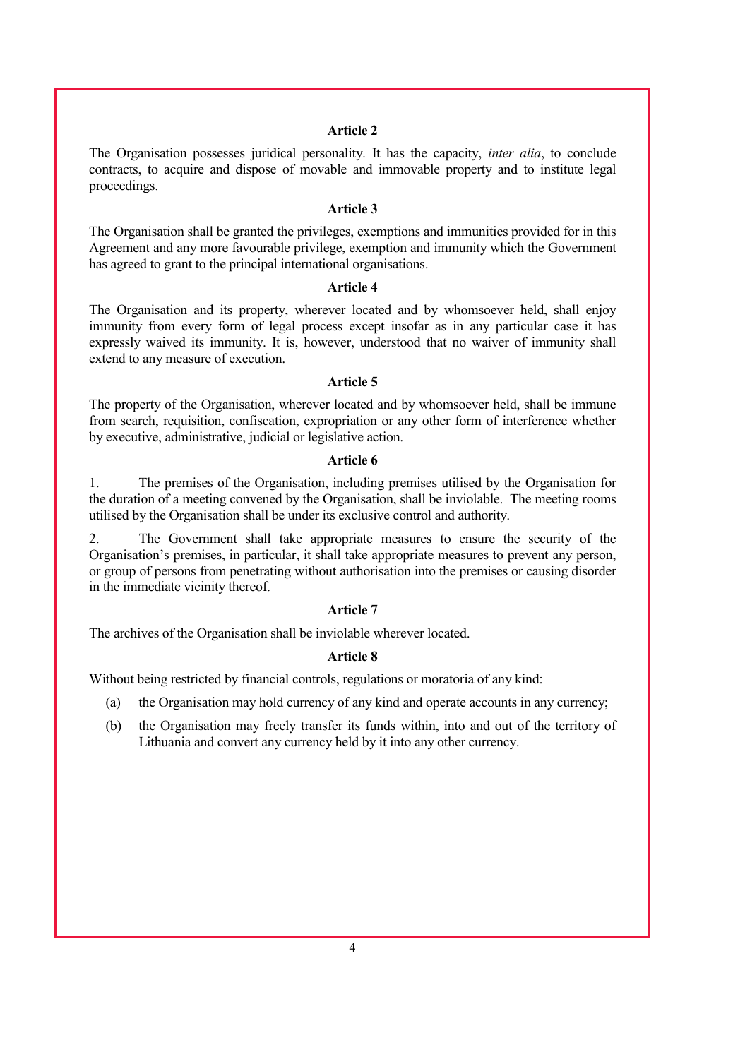### Article 2

The Organisation possesses juridical personality. It has the capacity, *inter alia*, to conclude contracts, to acquire and dispose of movable and immovable property and to institute legal proceedings.

### Article 3

The Organisation shall be granted the privileges, exemptions and immunities provided for in this Agreement and any more favourable privilege, exemption and immunity which the Government has agreed to grant to the principal international organisations.

### Article 4

The Organisation and its property, wherever located and by whomsoever held, shall enjoy immunity from every form of legal process except insofar as in any particular case it has expressly waived its immunity. It is, however, understood that no waiver of immunity shall extend to any measure of execution.

### Article 5

The property of the Organisation, wherever located and by whomsoever held, shall be immune from search, requisition, confiscation, expropriation or any other form of interference whether by executive, administrative, judicial or legislative action.

### Article 6

1. The premises of the Organisation, including premises utilised by the Organisation for the duration of a meeting convened by the Organisation, shall be inviolable. The meeting rooms utilised by the Organisation shall be under its exclusive control and authority.

2. The Government shall take appropriate measures to ensure the security of the Organisation's premises, in particular, it shall take appropriate measures to prevent any person, or group of persons from penetrating without authorisation into the premises or causing disorder in the immediate vicinity thereof.

### Article 7

The archives of the Organisation shall be inviolable wherever located.

### Article 8

Without being restricted by financial controls, regulations or moratoria of any kind:

(a) the Organisation may hold currency of any kind and operate accounts in any currency;

(b) the Organisation may freely transfer its funds within, into and out of the territory of Lithuania and convert any currency held by it into any other currency.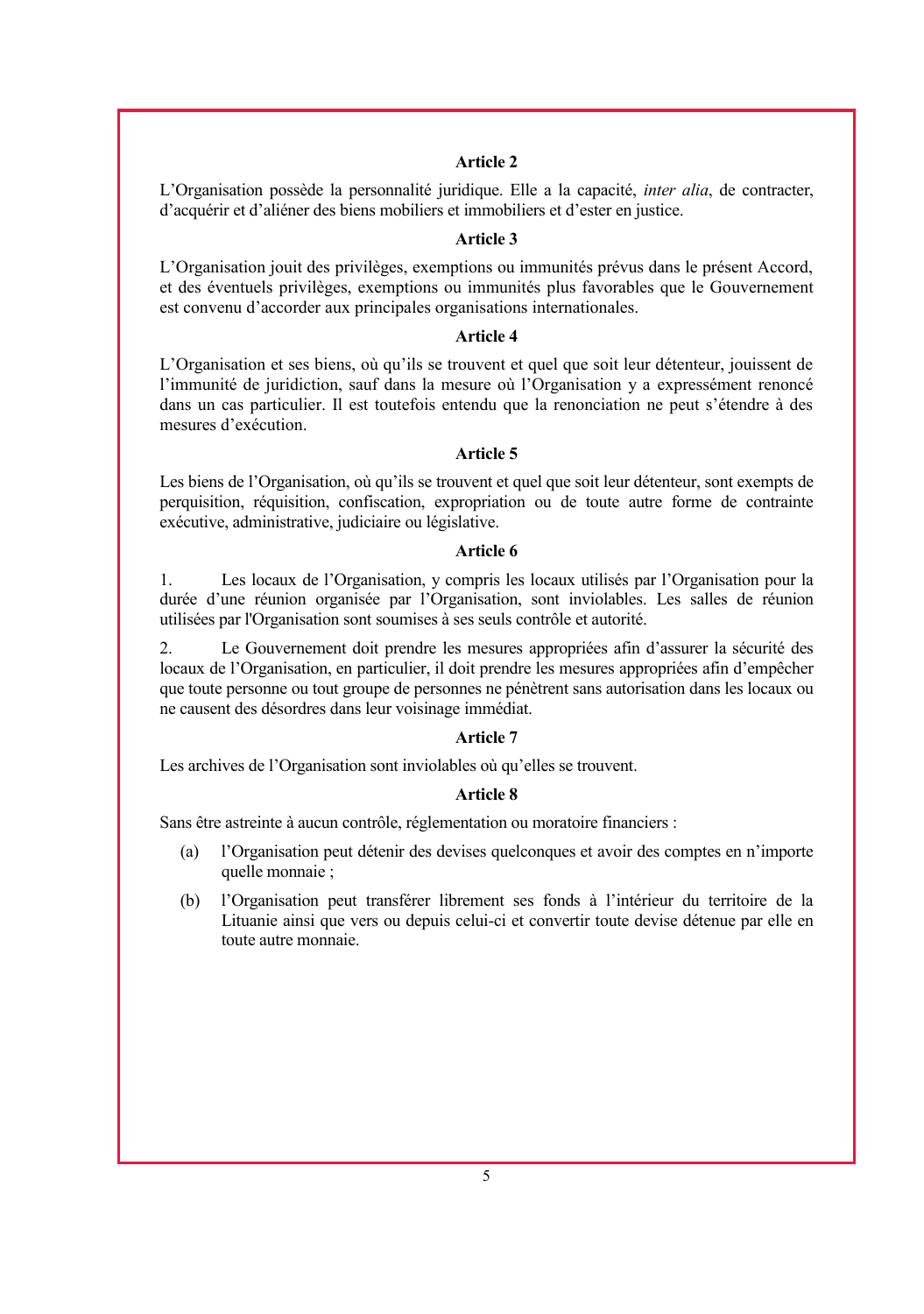**Article 2**

L'Organisation possède la personnalité juridique. Elle a la capacité, *inter alia*, de contracter, d'acquérir et d'aliéner des biens mobiliers et immobiliers et d'ester en justice.

**Article 3**

L'Organisation jouit des privilèges, exemptions ou immunités prévus dans le présent Accord, et des éventuels privilèges, exemptions ou immunités plus favorables que le Gouvernement est convenu d'accorder aux principales organisations internationales.

**Article 4**

L'Organisation et ses biens, où qu'ils se trouvent et quel que soit leur détenteur, jouissent de l'immunité de juridiction, sauf dans la mesure où l'Organisation y a expressément renoncé dans un cas particulier. Il est toutefois entendu que la renonciation ne peut s'étendre à des mesures d'exécution.

**Article 5**

Les biens de l'Organisation, où qu'ils se trouvent et quel que soit leur détenteur, sont exempts de perquisition, réquisition, confiscation, expropriation ou de toute autre forme de contrainte exécutive, administrative, judiciaire ou législative.

**Article 6**

1. Les locaux de l'Organisation, y compris les locaux utilisés par l'Organisation pour la durée d'une réunion organisée par l'Organisation, sont inviolables. Les salles de réunion utilisées par l'Organisation sont soumises à ses seuls contrôle et autorité.

2. Le Gouvernement doit prendre les mesures appropriées afin d'assurer la sécurité des locaux de l'Organisation, en particulier, il doit prendre les mesures appropriées afin d'empêcher que toute personne ou tout groupe de personnes ne pénètrent sans autorisation dans les locaux ou ne causent des désordres dans leur voisinage immédiat.

**Article 7**

Les archives de l'Organisation sont inviolables où qu'elles se trouvent.

**Article 8**

Sans être astreinte à aucun contrôle, réglementation ou moratoire financiers :

(a) l'Organisation peut détenir des devises quelconques et avoir des comptes en n'importe quelle monnaie ;

(b) l'Organisation peut transférer librement ses fonds à l'intérieur du territoire de la Lituanie ainsi que vers ou depuis celui-ci et convertir toute devise détenue par elle en toute autre monnaie.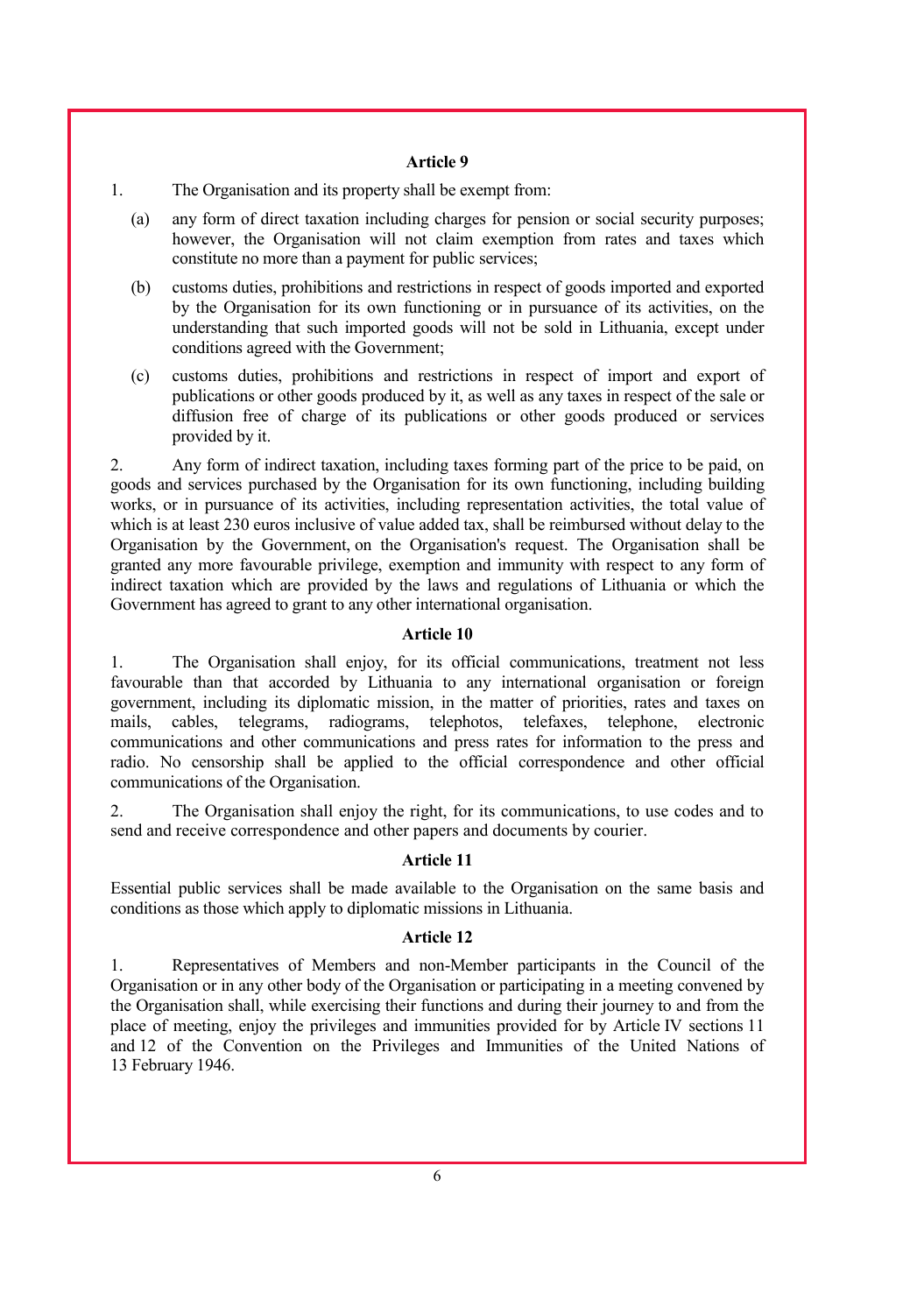**Article 9**

1. The Organisation and its property shall be exempt from:

   (a) any form of direct taxation including charges for pension or social security purposes; however, the Organisation will not claim exemption from rates and taxes which constitute no more than a payment for public services;

   (b) customs duties, prohibitions and restrictions in respect of goods imported and exported by the Organisation for its own functioning or in pursuance of its activities, on the understanding that such imported goods will not be sold in Lithuania, except under conditions agreed with the Government;

   (c) customs duties, prohibitions and restrictions in respect of import and export of publications or other goods produced by it, as well as any taxes in respect of the sale or diffusion free of charge of its publications or other goods produced or services provided by it.

2. Any form of indirect taxation, including taxes forming part of the price to be paid, on goods and services purchased by the Organisation for its own functioning, including building works, or in pursuance of its activities, including representation activities, the total value of which is at least 230 euros inclusive of value added tax, shall be reimbursed without delay to the Organisation by the Government, on the Organisation's request. The Organisation shall be granted any more favourable privilege, exemption and immunity with respect to any form of indirect taxation which are provided by the laws and regulations of Lithuania or which the Government has agreed to grant to any other international organisation.

**Article 10**

1. The Organisation shall enjoy, for its official communications, treatment not less favourable than that accorded by Lithuania to any international organisation or foreign government, including its diplomatic mission, in the matter of priorities, rates and taxes on mails, cables, telegrams, radiograms, telephotos, telefaxes, telephone, electronic communications and other communications and press rates for information to the press and radio. No censorship shall be applied to the official correspondence and other official communications of the Organisation.

2. The Organisation shall enjoy the right, for its communications, to use codes and to send and receive correspondence and other papers and documents by courier.

**Article 11**

Essential public services shall be made available to the Organisation on the same basis and conditions as those which apply to diplomatic missions in Lithuania.

**Article 12**

1. Representatives of Members and non-Member participants in the Council of the Organisation or in any other body of the Organisation or participating in a meeting convened by the Organisation shall, while exercising their functions and during their journey to and from the place of meeting, enjoy the privileges and immunities provided for by Article IV sections 11 and 12 of the Convention on the Privileges and Immunities of the United Nations of 13 February 1946.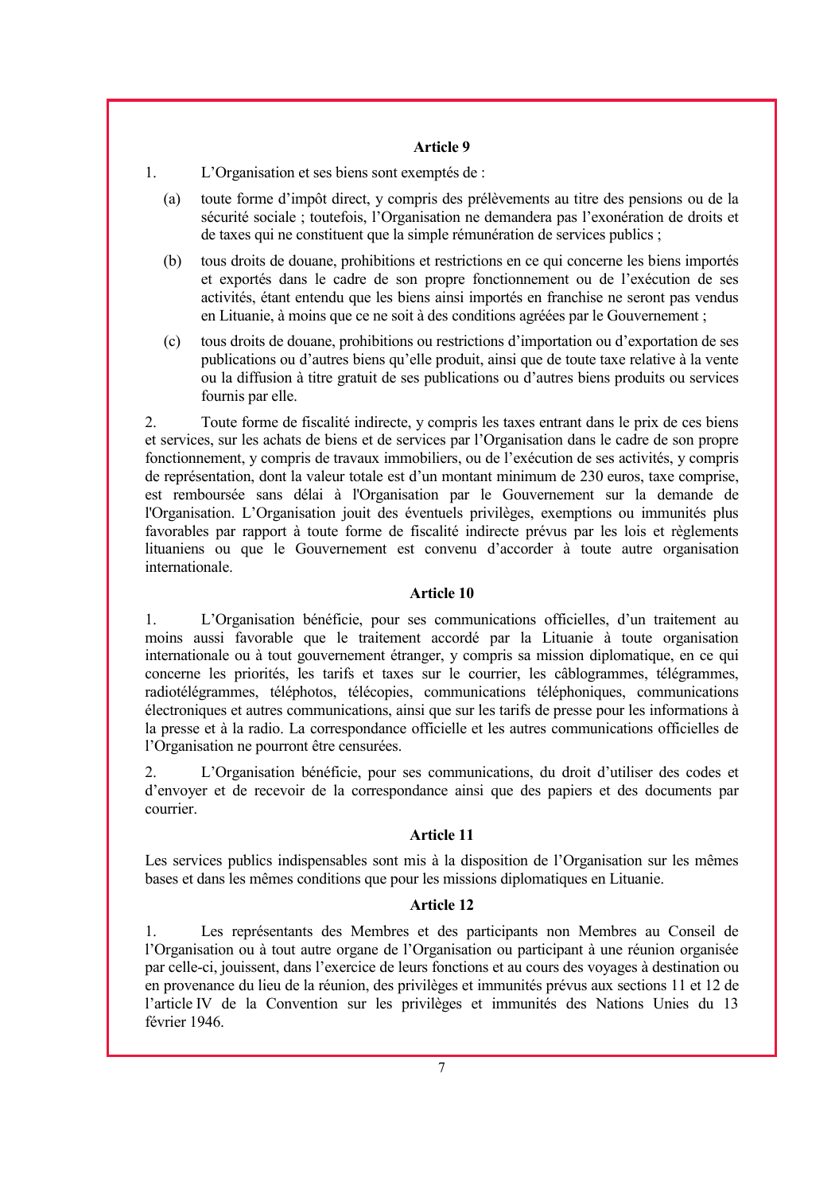**Article 9**

1. L'Organisation et ses biens sont exemptés de :

(a) toute forme d'impôt direct, y compris des prélèvements au titre des pensions ou de la sécurité sociale ; toutefois, l'Organisation ne demandera pas l'exonération de droits et de taxes qui ne constituent que la simple rémunération de services publics ;

(b) tous droits de douane, prohibitions et restrictions en ce qui concerne les biens importés et exportés dans le cadre de son propre fonctionnement ou de l'exécution de ses activités, étant entendu que les biens ainsi importés en franchise ne seront pas vendus en Lituanie, à moins que ce ne soit à des conditions agréées par le Gouvernement ;

(c) tous droits de douane, prohibitions ou restrictions d'importation ou d'exportation de ses publications ou d'autres biens qu'elle produit, ainsi que de toute taxe relative à la vente ou la diffusion à titre gratuit de ses publications ou d'autres biens produits ou services fournis par elle.

2. Toute forme de fiscalité indirecte, y compris les taxes entrant dans le prix de ces biens et services, sur les achats de biens et de services par l'Organisation dans le cadre de son propre fonctionnement, y compris de travaux immobiliers, ou de l'exécution de ses activités, y compris de représentation, dont la valeur totale est d'un montant minimum de 230 euros, taxe comprise, est remboursée sans délai à l'Organisation par le Gouvernement sur la demande de l'Organisation. L'Organisation jouit des éventuels privilèges, exemptions ou immunités plus favorables par rapport à toute forme de fiscalité indirecte prévus par les lois et règlements lituaniens ou que le Gouvernement est convenu d'accorder à toute autre organisation internationale.

**Article 10**

1. L'Organisation bénéficie, pour ses communications officielles, d'un traitement au moins aussi favorable que le traitement accordé par la Lituanie à toute organisation internationale ou à tout gouvernement étranger, y compris sa mission diplomatique, en ce qui concerne les priorités, les tarifs et taxes sur le courrier, les câblogrammes, télégrammes, radiotélégrammes, téléphotos, télécopies, communications téléphoniques, communications électroniques et autres communications, ainsi que sur les tarifs de presse pour les informations à la presse et à la radio. La correspondance officielle et les autres communications officielles de l'Organisation ne pourront être censurées.

2. L'Organisation bénéficie, pour ses communications, du droit d'utiliser des codes et d'envoyer et de recevoir de la correspondance ainsi que des papiers et des documents par courrier.

**Article 11**

Les services publics indispensables sont mis à la disposition de l'Organisation sur les mêmes bases et dans les mêmes conditions que pour les missions diplomatiques en Lituanie.

**Article 12**

1. Les représentants des Membres et des participants non Membres au Conseil de l'Organisation ou à tout autre organe de l'Organisation ou participant à une réunion organisée par celle-ci, jouissent, dans l'exercice de leurs fonctions et au cours des voyages à destination ou en provenance du lieu de la réunion, des privilèges et immunités prévus aux sections 11 et 12 de l'article IV de la Convention sur les privilèges et immunités des Nations Unies du 13 février 1946.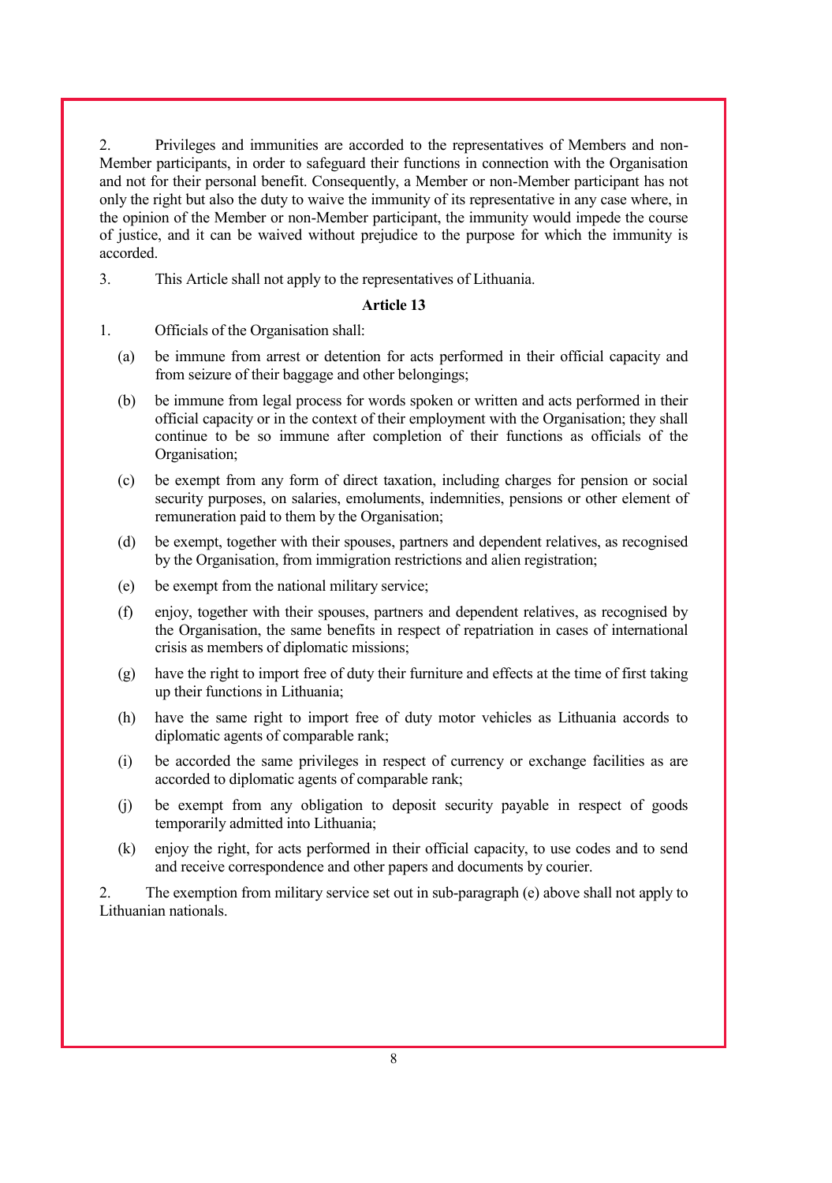2. Privileges and immunities are accorded to the representatives of Members and non-Member participants, in order to safeguard their functions in connection with the Organisation and not for their personal benefit. Consequently, a Member or non-Member participant has not only the right but also the duty to waive the immunity of its representative in any case where, in the opinion of the Member or non-Member participant, the immunity would impede the course of justice, and it can be waived without prejudice to the purpose for which the immunity is accorded.

3. This Article shall not apply to the representatives of Lithuania.

**Article 13**

1. Officials of the Organisation shall:

(a) be immune from arrest or detention for acts performed in their official capacity and from seizure of their baggage and other belongings;

(b) be immune from legal process for words spoken or written and acts performed in their official capacity or in the context of their employment with the Organisation; they shall continue to be so immune after completion of their functions as officials of the Organisation;

(c) be exempt from any form of direct taxation, including charges for pension or social security purposes, on salaries, emoluments, indemnities, pensions or other element of remuneration paid to them by the Organisation;

(d) be exempt, together with their spouses, partners and dependent relatives, as recognised by the Organisation, from immigration restrictions and alien registration;

(e) be exempt from the national military service;

(f) enjoy, together with their spouses, partners and dependent relatives, as recognised by the Organisation, the same benefits in respect of repatriation in cases of international crisis as members of diplomatic missions;

(g) have the right to import free of duty their furniture and effects at the time of first taking up their functions in Lithuania;

(h) have the same right to import free of duty motor vehicles as Lithuania accords to diplomatic agents of comparable rank;

(i) be accorded the same privileges in respect of currency or exchange facilities as are accorded to diplomatic agents of comparable rank;

(j) be exempt from any obligation to deposit security payable in respect of goods temporarily admitted into Lithuania;

(k) enjoy the right, for acts performed in their official capacity, to use codes and to send and receive correspondence and other papers and documents by courier.

2. The exemption from military service set out in sub-paragraph (e) above shall not apply to Lithuanian nationals.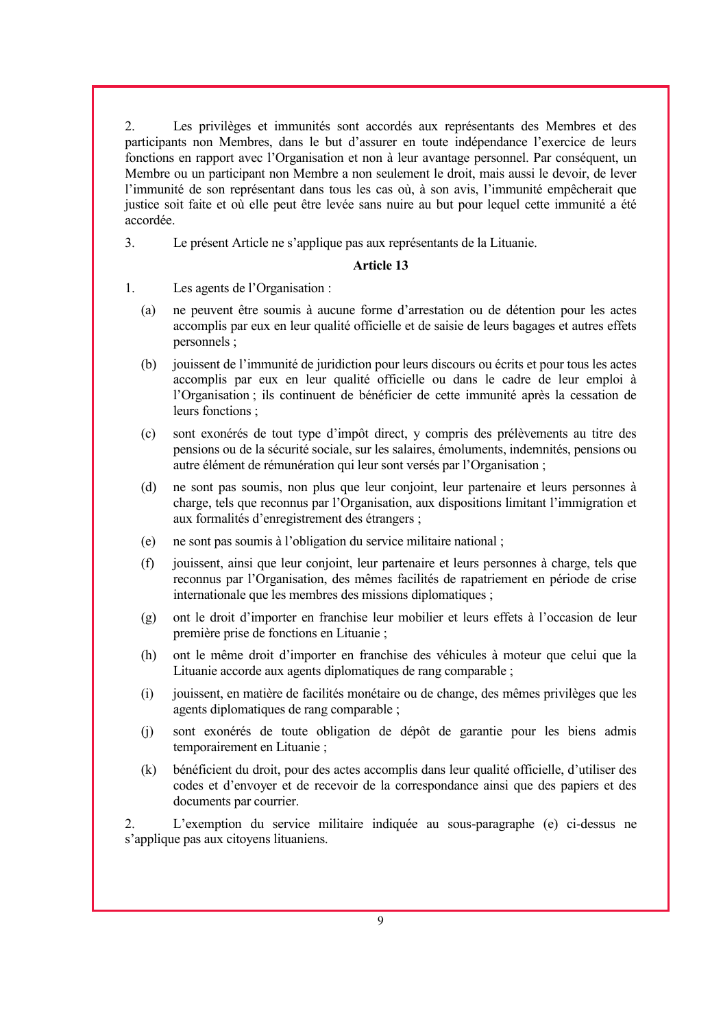2. Les privilèges et immunités sont accordés aux représentants des Membres et des participants non Membres, dans le but d'assurer en toute indépendance l'exercice de leurs fonctions en rapport avec l'Organisation et non à leur avantage personnel. Par conséquent, un Membre ou un participant non Membre a non seulement le droit, mais aussi le devoir, de lever l'immunité de son représentant dans tous les cas où, à son avis, l'immunité empêcherait que justice soit faite et où elle peut être levée sans nuire au but pour lequel cette immunité a été accordée.

3. Le présent Article ne s'applique pas aux représentants de la Lituanie.

**Article 13**

1. Les agents de l'Organisation :

   (a) ne peuvent être soumis à aucune forme d'arrestation ou de détention pour les actes accomplis par eux en leur qualité officielle et de saisie de leurs bagages et autres effets personnels ;

   (b) jouissent de l'immunité de juridiction pour leurs discours ou écrits et pour tous les actes accomplis par eux en leur qualité officielle ou dans le cadre de leur emploi à l'Organisation ; ils continuent de bénéficier de cette immunité après la cessation de leurs fonctions ;

   (c) sont exonérés de tout type d'impôt direct, y compris des prélèvements au titre des pensions ou de la sécurité sociale, sur les salaires, émoluments, indemnités, pensions ou autre élément de rémunération qui leur sont versés par l'Organisation ;

   (d) ne sont pas soumis, non plus que leur conjoint, leur partenaire et leurs personnes à charge, tels que reconnus par l'Organisation, aux dispositions limitant l'immigration et aux formalités d'enregistrement des étrangers ;

   (e) ne sont pas soumis à l'obligation du service militaire national ;

   (f) jouissent, ainsi que leur conjoint, leur partenaire et leurs personnes à charge, tels que reconnus par l'Organisation, des mêmes facilités de rapatriement en période de crise internationale que les membres des missions diplomatiques ;

   (g) ont le droit d'importer en franchise leur mobilier et leurs effets à l'occasion de leur première prise de fonctions en Lituanie ;

   (h) ont le même droit d'importer en franchise des véhicules à moteur que celui que la Lituanie accorde aux agents diplomatiques de rang comparable ;

   (i) jouissent, en matière de facilités monétaire ou de change, des mêmes privilèges que les agents diplomatiques de rang comparable ;

   (j) sont exonérés de toute obligation de dépôt de garantie pour les biens admis temporairement en Lituanie ;

   (k) bénéficient du droit, pour des actes accomplis dans leur qualité officielle, d'utiliser des codes et d'envoyer et de recevoir de la correspondance ainsi que des papiers et des documents par courrier.

2. L'exemption du service militaire indiquée au sous-paragraphe (e) ci-dessus ne s'applique pas aux citoyens lituaniens.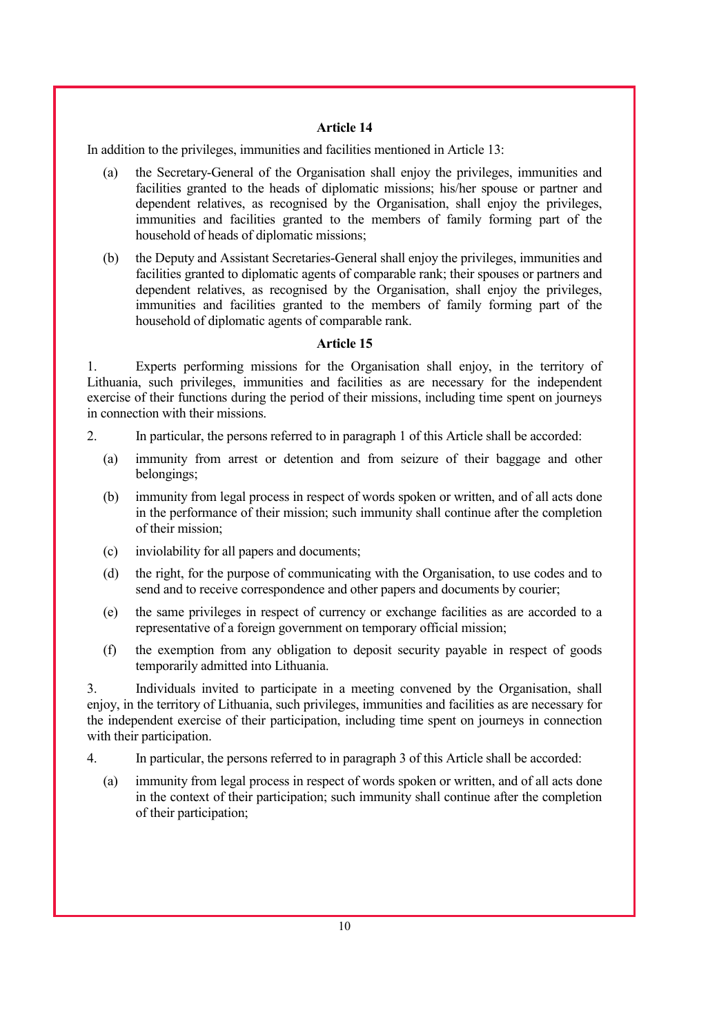### Article 14

In addition to the privileges, immunities and facilities mentioned in Article 13:

(a) the Secretary-General of the Organisation shall enjoy the privileges, immunities and facilities granted to the heads of diplomatic missions; his/her spouse or partner and dependent relatives, as recognised by the Organisation, shall enjoy the privileges, immunities and facilities granted to the members of family forming part of the household of heads of diplomatic missions;

(b) the Deputy and Assistant Secretaries-General shall enjoy the privileges, immunities and facilities granted to diplomatic agents of comparable rank; their spouses or partners and dependent relatives, as recognised by the Organisation, shall enjoy the privileges, immunities and facilities granted to the members of family forming part of the household of diplomatic agents of comparable rank.

### Article 15

1. Experts performing missions for the Organisation shall enjoy, in the territory of Lithuania, such privileges, immunities and facilities as are necessary for the independent exercise of their functions during the period of their missions, including time spent on journeys in connection with their missions.

2. In particular, the persons referred to in paragraph 1 of this Article shall be accorded:

(a) immunity from arrest or detention and from seizure of their baggage and other belongings;

(b) immunity from legal process in respect of words spoken or written, and of all acts done in the performance of their mission; such immunity shall continue after the completion of their mission;

(c) inviolability for all papers and documents;

(d) the right, for the purpose of communicating with the Organisation, to use codes and to send and to receive correspondence and other papers and documents by courier;

(e) the same privileges in respect of currency or exchange facilities as are accorded to a representative of a foreign government on temporary official mission;

(f) the exemption from any obligation to deposit security payable in respect of goods temporarily admitted into Lithuania.

3. Individuals invited to participate in a meeting convened by the Organisation, shall enjoy, in the territory of Lithuania, such privileges, immunities and facilities as are necessary for the independent exercise of their participation, including time spent on journeys in connection with their participation.

4. In particular, the persons referred to in paragraph 3 of this Article shall be accorded:

(a) immunity from legal process in respect of words spoken or written, and of all acts done in the context of their participation; such immunity shall continue after the completion of their participation;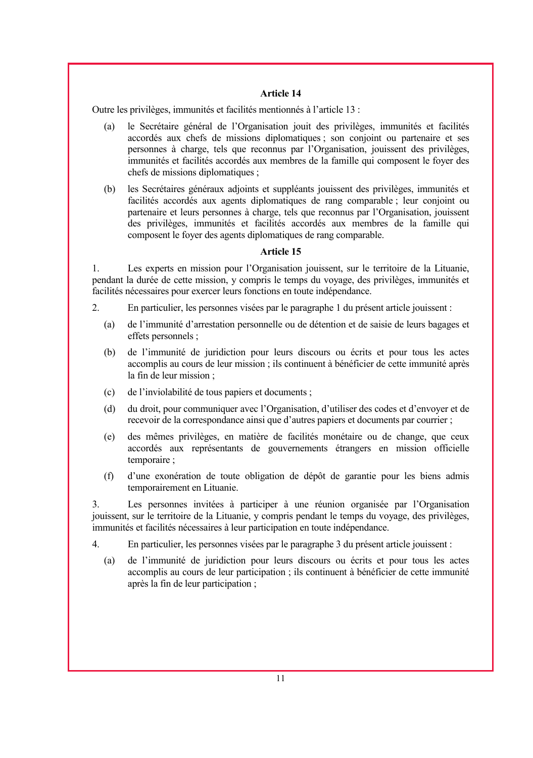**Article 14**

Outre les privilèges, immunités et facilités mentionnés à l'article 13 :

(a) le Secrétaire général de l'Organisation jouit des privilèges, immunités et facilités accordés aux chefs de missions diplomatiques ; son conjoint ou partenaire et ses personnes à charge, tels que reconnus par l'Organisation, jouissent des privilèges, immunités et facilités accordés aux membres de la famille qui composent le foyer des chefs de missions diplomatiques ;

(b) les Secrétaires généraux adjoints et suppléants jouissent des privilèges, immunités et facilités accordés aux agents diplomatiques de rang comparable ; leur conjoint ou partenaire et leurs personnes à charge, tels que reconnus par l'Organisation, jouissent des privilèges, immunités et facilités accordés aux membres de la famille qui composent le foyer des agents diplomatiques de rang comparable.

**Article 15**

1. Les experts en mission pour l'Organisation jouissent, sur le territoire de la Lituanie, pendant la durée de cette mission, y compris le temps du voyage, des privilèges, immunités et facilités nécessaires pour exercer leurs fonctions en toute indépendance.

2. En particulier, les personnes visées par le paragraphe 1 du présent article jouissent :

(a) de l'immunité d'arrestation personnelle ou de détention et de saisie de leurs bagages et effets personnels ;

(b) de l'immunité de juridiction pour leurs discours ou écrits et pour tous les actes accomplis au cours de leur mission ; ils continuent à bénéficier de cette immunité après la fin de leur mission ;

(c) de l'inviolabilité de tous papiers et documents ;

(d) du droit, pour communiquer avec l'Organisation, d'utiliser des codes et d'envoyer et de recevoir de la correspondance ainsi que d'autres papiers et documents par courrier ;

(e) des mêmes privilèges, en matière de facilités monétaire ou de change, que ceux accordés aux représentants de gouvernements étrangers en mission officielle temporaire ;

(f) d'une exonération de toute obligation de dépôt de garantie pour les biens admis temporairement en Lituanie.

3. Les personnes invitées à participer à une réunion organisée par l'Organisation jouissent, sur le territoire de la Lituanie, y compris pendant le temps du voyage, des privilèges, immunités et facilités nécessaires à leur participation en toute indépendance.

4. En particulier, les personnes visées par le paragraphe 3 du présent article jouissent :

(a) de l'immunité de juridiction pour leurs discours ou écrits et pour tous les actes accomplis au cours de leur participation ; ils continuent à bénéficier de cette immunité après la fin de leur participation ;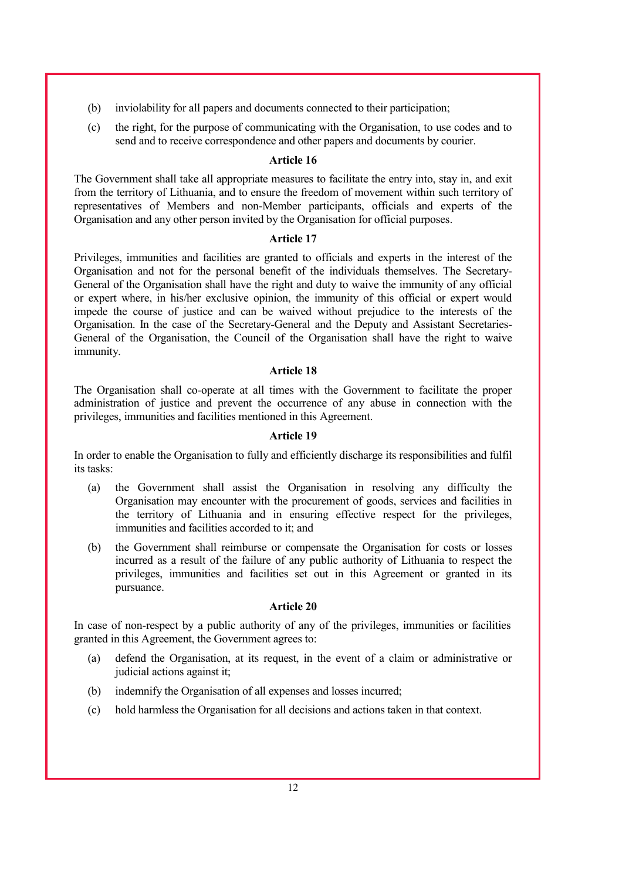(b) inviolability for all papers and documents connected to their participation;

(c) the right, for the purpose of communicating with the Organisation, to use codes and to send and to receive correspondence and other papers and documents by courier.

**Article 16**

The Government shall take all appropriate measures to facilitate the entry into, stay in, and exit from the territory of Lithuania, and to ensure the freedom of movement within such territory of representatives of Members and non-Member participants, officials and experts of the Organisation and any other person invited by the Organisation for official purposes.

**Article 17**

Privileges, immunities and facilities are granted to officials and experts in the interest of the Organisation and not for the personal benefit of the individuals themselves. The Secretary-General of the Organisation shall have the right and duty to waive the immunity of any official or expert where, in his/her exclusive opinion, the immunity of this official or expert would impede the course of justice and can be waived without prejudice to the interests of the Organisation. In the case of the Secretary-General and the Deputy and Assistant Secretaries-General of the Organisation, the Council of the Organisation shall have the right to waive immunity.

**Article 18**

The Organisation shall co-operate at all times with the Government to facilitate the proper administration of justice and prevent the occurrence of any abuse in connection with the privileges, immunities and facilities mentioned in this Agreement.

**Article 19**

In order to enable the Organisation to fully and efficiently discharge its responsibilities and fulfil its tasks:

(a) the Government shall assist the Organisation in resolving any difficulty the Organisation may encounter with the procurement of goods, services and facilities in the territory of Lithuania and in ensuring effective respect for the privileges, immunities and facilities accorded to it; and

(b) the Government shall reimburse or compensate the Organisation for costs or losses incurred as a result of the failure of any public authority of Lithuania to respect the privileges, immunities and facilities set out in this Agreement or granted in its pursuance.

**Article 20**

In case of non-respect by a public authority of any of the privileges, immunities or facilities granted in this Agreement, the Government agrees to:

(a) defend the Organisation, at its request, in the event of a claim or administrative or judicial actions against it;

(b) indemnify the Organisation of all expenses and losses incurred;

(c) hold harmless the Organisation for all decisions and actions taken in that context.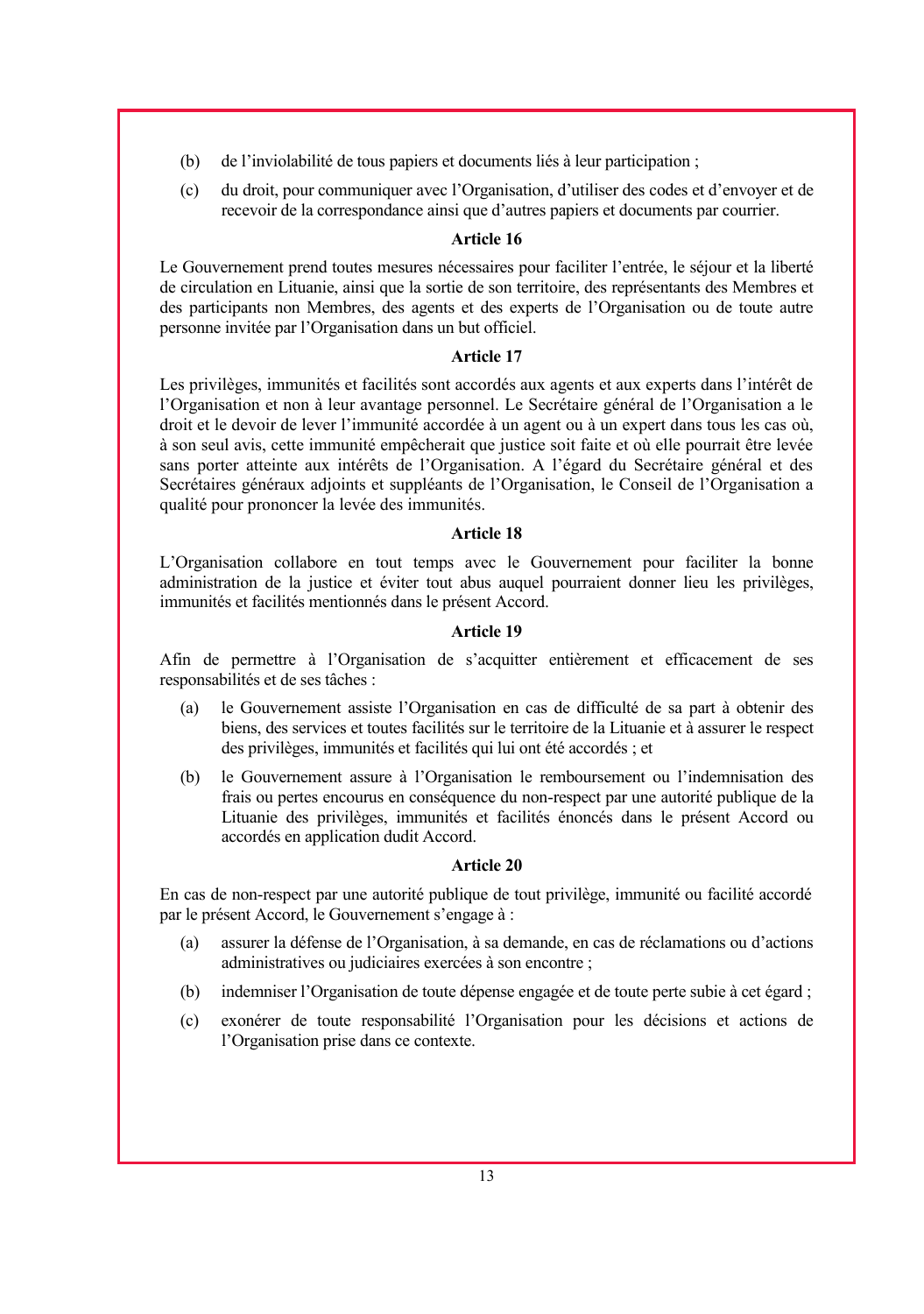(b) de l'inviolabilité de tous papiers et documents liés à leur participation ;

(c) du droit, pour communiquer avec l'Organisation, d'utiliser des codes et d'envoyer et de recevoir de la correspondance ainsi que d'autres papiers et documents par courrier.

**Article 16**

Le Gouvernement prend toutes mesures nécessaires pour faciliter l'entrée, le séjour et la liberté de circulation en Lituanie, ainsi que la sortie de son territoire, des représentants des Membres et des participants non Membres, des agents et des experts de l'Organisation ou de toute autre personne invitée par l'Organisation dans un but officiel.

**Article 17**

Les privilèges, immunités et facilités sont accordés aux agents et aux experts dans l'intérêt de l'Organisation et non à leur avantage personnel. Le Secrétaire général de l'Organisation a le droit et le devoir de lever l'immunité accordée à un agent ou à un expert dans tous les cas où, à son seul avis, cette immunité empêcherait que justice soit faite et où elle pourrait être levée sans porter atteinte aux intérêts de l'Organisation. A l'égard du Secrétaire général et des Secrétaires généraux adjoints et suppléants de l'Organisation, le Conseil de l'Organisation a qualité pour prononcer la levée des immunités.

**Article 18**

L'Organisation collabore en tout temps avec le Gouvernement pour faciliter la bonne administration de la justice et éviter tout abus auquel pourraient donner lieu les privilèges, immunités et facilités mentionnés dans le présent Accord.

**Article 19**

Afin de permettre à l'Organisation de s'acquitter entièrement et efficacement de ses responsabilités et de ses tâches :

(a) le Gouvernement assiste l'Organisation en cas de difficulté de sa part à obtenir des biens, des services et toutes facilités sur le territoire de la Lituanie et à assurer le respect des privilèges, immunités et facilités qui lui ont été accordés ; et

(b) le Gouvernement assure à l'Organisation le remboursement ou l'indemnisation des frais ou pertes encourus en conséquence du non-respect par une autorité publique de la Lituanie des privilèges, immunités et facilités énoncés dans le présent Accord ou accordés en application dudit Accord.

**Article 20**

En cas de non-respect par une autorité publique de tout privilège, immunité ou facilité accordé par le présent Accord, le Gouvernement s'engage à :

(a) assurer la défense de l'Organisation, à sa demande, en cas de réclamations ou d'actions administratives ou judiciaires exercées à son encontre ;

(b) indemniser l'Organisation de toute dépense engagée et de toute perte subie à cet égard ;

(c) exonérer de toute responsabilité l'Organisation pour les décisions et actions de l'Organisation prise dans ce contexte.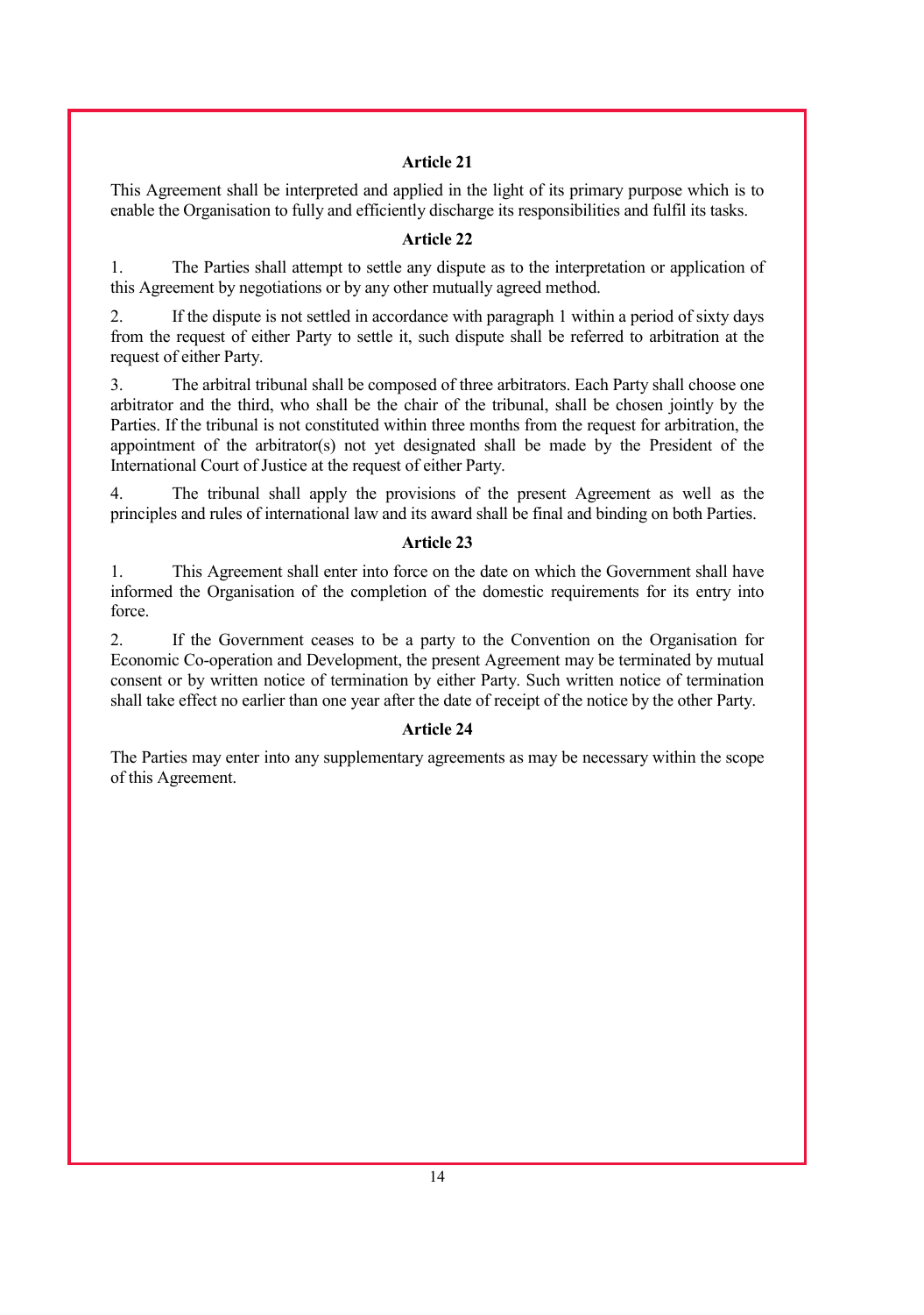**Article 21**

This Agreement shall be interpreted and applied in the light of its primary purpose which is to enable the Organisation to fully and efficiently discharge its responsibilities and fulfil its tasks.

**Article 22**

1. The Parties shall attempt to settle any dispute as to the interpretation or application of this Agreement by negotiations or by any other mutually agreed method.

2. If the dispute is not settled in accordance with paragraph 1 within a period of sixty days from the request of either Party to settle it, such dispute shall be referred to arbitration at the request of either Party.

3. The arbitral tribunal shall be composed of three arbitrators. Each Party shall choose one arbitrator and the third, who shall be the chair of the tribunal, shall be chosen jointly by the Parties. If the tribunal is not constituted within three months from the request for arbitration, the appointment of the arbitrator(s) not yet designated shall be made by the President of the International Court of Justice at the request of either Party.

4. The tribunal shall apply the provisions of the present Agreement as well as the principles and rules of international law and its award shall be final and binding on both Parties.

**Article 23**

1. This Agreement shall enter into force on the date on which the Government shall have informed the Organisation of the completion of the domestic requirements for its entry into force.

2. If the Government ceases to be a party to the Convention on the Organisation for Economic Co-operation and Development, the present Agreement may be terminated by mutual consent or by written notice of termination by either Party. Such written notice of termination shall take effect no earlier than one year after the date of receipt of the notice by the other Party.

**Article 24**

The Parties may enter into any supplementary agreements as may be necessary within the scope of this Agreement.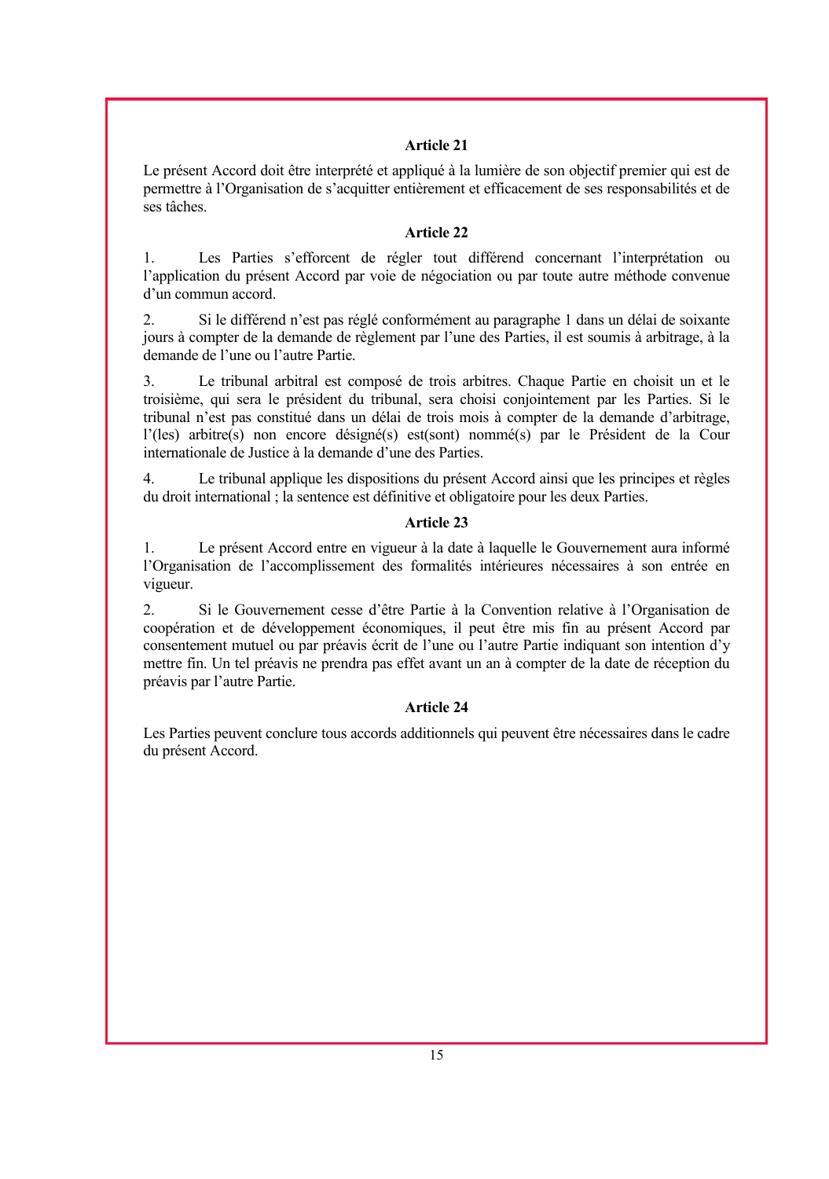**Article 21**

Le présent Accord doit être interprété et appliqué à la lumière de son objectif premier qui est de permettre à l'Organisation de s'acquitter entièrement et efficacement de ses responsabilités et de ses tâches.

**Article 22**

1. Les Parties s'efforcent de régler tout différend concernant l'interprétation ou l'application du présent Accord par voie de négociation ou par toute autre méthode convenue d'un commun accord.

2. Si le différend n'est pas réglé conformément au paragraphe 1 dans un délai de soixante jours à compter de la demande de règlement par l'une des Parties, il est soumis à arbitrage, à la demande de l'une ou l'autre Partie.

3. Le tribunal arbitral est composé de trois arbitres. Chaque Partie en choisit un et le troisième, qui sera le président du tribunal, sera choisi conjointement par les Parties. Si le tribunal n'est pas constitué dans un délai de trois mois à compter de la demande d'arbitrage, l'(les) arbitre(s) non encore désigné(s) est(sont) nommé(s) par le Président de la Cour internationale de Justice à la demande d'une des Parties.

4. Le tribunal applique les dispositions du présent Accord ainsi que les principes et règles du droit international ; la sentence est définitive et obligatoire pour les deux Parties.

**Article 23**

1. Le présent Accord entre en vigueur à la date à laquelle le Gouvernement aura informé l'Organisation de l'accomplissement des formalités intérieures nécessaires à son entrée en vigueur.

2. Si le Gouvernement cesse d'être Partie à la Convention relative à l'Organisation de coopération et de développement économiques, il peut être mis fin au présent Accord par consentement mutuel ou par préavis écrit de l'une ou l'autre Partie indiquant son intention d'y mettre fin. Un tel préavis ne prendra pas effet avant un an à compter de la date de réception du préavis par l'autre Partie.

**Article 24**

Les Parties peuvent conclure tous accords additionnels qui peuvent être nécessaires dans le cadre du présent Accord.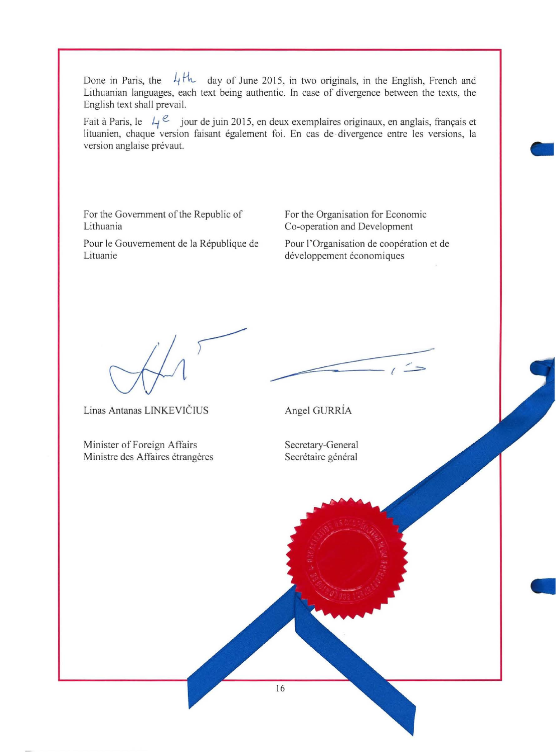Done in Paris, the 4th day of June 2015, in two originals, in the English, French and Lithuanian languages, each text being authentic. In case of divergence between the texts, the English text shall prevail.

Fait à Paris, le 4e jour de juin 2015, en deux exemplaires originaux, en anglais, français et lituanien, chaque version faisant également foi. En cas de divergence entre les versions, la version anglaise prévaut.

For the Government of the Republic of Lithuania

Pour le Gouvernement de la République de Lituanie

Linas Antanas LINKEVIČIUS

Minister of Foreign Affairs
Ministre des Affaires étrangères

For the Organisation for Economic Co-operation and Development

Pour l'Organisation de coopération et de développement économiques

Angel GURRÍA

Secretary-General
Secrétaire général